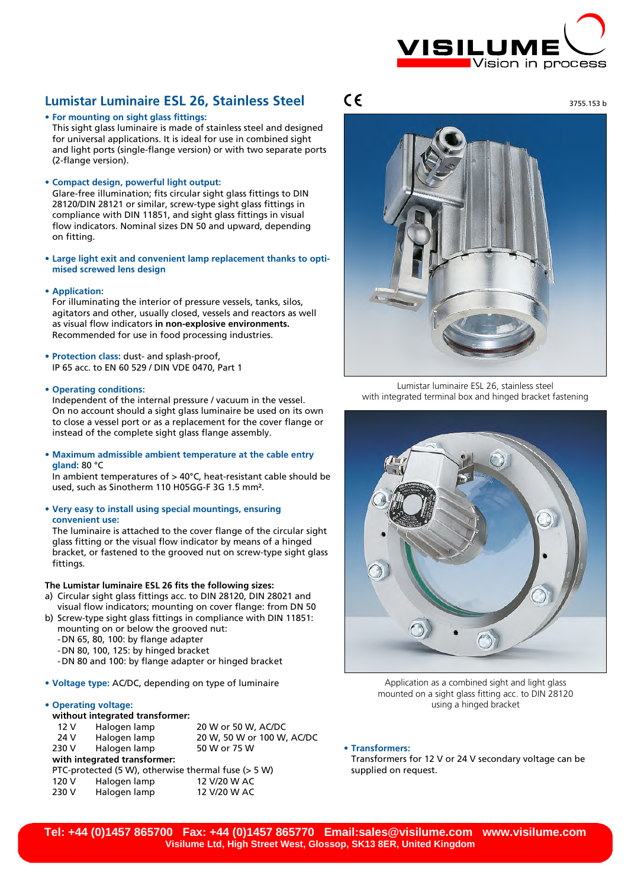# Lumistar Luminaire ESL 26, Stainless Steel

CE

3755.153 b

- **For mounting on sight glass fittings:**
  This sight glass luminaire is made of stainless steel and designed for universal applications. It is ideal for use in combined sight and light ports (single-flange version) or with two separate ports (2-flange version).

- **Compact design, powerful light output:**
  Glare-free illumination; fits circular sight glass fittings to DIN 28120/DIN 28121 or similar, screw-type sight glass fittings in compliance with DIN 11851, and sight glass fittings in visual flow indicators. Nominal sizes DN 50 and upward, depending on fitting.

- **Large light exit and convenient lamp replacement thanks to optimised screwed lens design**

- **Application:**
  For illuminating the interior of pressure vessels, tanks, silos, agitators and other, usually closed, vessels and reactors as well as visual flow indicators **in non-explosive environments.** Recommended for use in food processing industries.

- **Protection class:** dust- and splash-proof, IP 65 acc. to EN 60 529 / DIN VDE 0470, Part 1

- **Operating conditions:**
  Independent of the internal pressure / vacuum in the vessel. On no account should a sight glass luminaire be used on its own to close a vessel port or as a replacement for the cover flange or instead of the complete sight glass flange assembly.

- **Maximum admissible ambient temperature at the cable entry gland:** 80 °C
  In ambient temperatures of > 40°C, heat-resistant cable should be used, such as Sinotherm 110 H05GG-F 3G 1.5 mm².

- **Very easy to install using special mountings, ensuring convenient use:**
  The luminaire is attached to the cover flange of the circular sight glass fitting or the visual flow indicator by means of a hinged bracket, or fastened to the grooved nut on screw-type sight glass fittings.

**The Lumistar luminaire ESL 26 fits the following sizes:**

a) Circular sight glass fittings acc. to DIN 28120, DIN 28021 and visual flow indicators; mounting on cover flange: from DN 50
b) Screw-type sight glass fittings in compliance with DIN 11851: mounting on or below the grooved nut:
   - DN 65, 80, 100: by flange adapter
   - DN 80, 100, 125: by hinged bracket
   - DN 80 and 100: by flange adapter or hinged bracket

- **Voltage type:** AC/DC, depending on type of luminaire

- **Operating voltage:**

  **without integrated transformer:**

  | | | |
  |---|---|---|
  | 12 V | Halogen lamp | 20 W or 50 W, AC/DC |
  | 24 V | Halogen lamp | 20 W, 50 W or 100 W, AC/DC |
  | 230 V | Halogen lamp | 50 W or 75 W |

  **with integrated transformer:**
  PTC-protected (5 W), otherwise thermal fuse (> 5 W)

  | | | |
  |---|---|---|
  | 120 V | Halogen lamp | 12 V/20 W AC |
  | 230 V | Halogen lamp | 12 V/20 W AC |

Lumistar luminaire ESL 26, stainless steel with integrated terminal box and hinged bracket fastening

Application as a combined sight and light glass mounted on a sight glass fitting acc. to DIN 28120 using a hinged bracket

- **Transformers:**
  Transformers for 12 V or 24 V secondary voltage can be supplied on request.

Tel: +44 (0)1457 865700 Fax: +44 (0)1457 865770 Email:sales@visilume.com www.visilume.com
Visilume Ltd, High Street West, Glossop, SK13 8ER, United Kingdom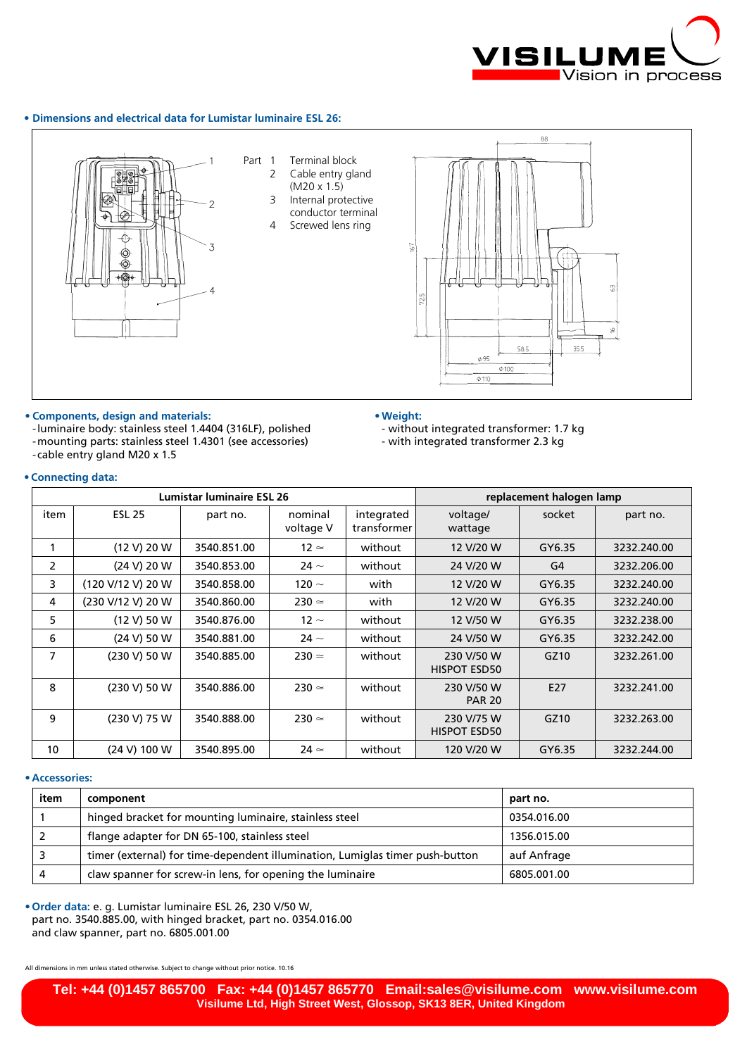**• Dimensions and electrical data for Lumistar luminaire ESL 26:**

Part 1 Terminal block
2 Cable entry gland (M20 x 1.5)
3 Internal protective conductor terminal
4 Screwed lens ring

88
167
72.5
63
16
58.5
35.5
φ95
φ100
φ110

**• Components, design and materials:**
- luminaire body: stainless steel 1.4404 (316LF), polished
- mounting parts: stainless steel 1.4301 (see accessories)
- cable entry gland M20 x 1.5

**• Weight:**
- without integrated transformer: 1.7 kg
- with integrated transformer 2.3 kg

**• Connecting data:**

| Lumistar luminaire ESL 26 | | | | | replacement halogen lamp | | |
|---|---|---|---|---|---|---|---|
| item | ESL 25 | part no. | nominal voltage V | integrated transformer | voltage/ wattage | socket | part no. |
| 1 | (12 V) 20 W | 3540.851.00 | 12 ≃ | without | 12 V/20 W | GY6.35 | 3232.240.00 |
| 2 | (24 V) 20 W | 3540.853.00 | 24 ~ | without | 24 V/20 W | G4 | 3232.206.00 |
| 3 | (120 V/12 V) 20 W | 3540.858.00 | 120 ~ | with | 12 V/20 W | GY6.35 | 3232.240.00 |
| 4 | (230 V/12 V) 20 W | 3540.860.00 | 230 ≃ | with | 12 V/20 W | GY6.35 | 3232.240.00 |
| 5 | (12 V) 50 W | 3540.876.00 | 12 ~ | without | 12 V/50 W | GY6.35 | 3232.238.00 |
| 6 | (24 V) 50 W | 3540.881.00 | 24 ~ | without | 24 V/50 W | GY6.35 | 3232.242.00 |
| 7 | (230 V) 50 W | 3540.885.00 | 230 ≃ | without | 230 V/50 W HISPOT ESD50 | GZ10 | 3232.261.00 |
| 8 | (230 V) 50 W | 3540.886.00 | 230 ≃ | without | 230 V/50 W PAR 20 | E27 | 3232.241.00 |
| 9 | (230 V) 75 W | 3540.888.00 | 230 ≃ | without | 230 V/75 W HISPOT ESD50 | GZ10 | 3232.263.00 |
| 10 | (24 V) 100 W | 3540.895.00 | 24 ≃ | without | 120 V/20 W | GY6.35 | 3232.244.00 |

**• Accessories:**

| item | component | part no. |
|---|---|---|
| 1 | hinged bracket for mounting luminaire, stainless steel | 0354.016.00 |
| 2 | flange adapter for DN 65-100, stainless steel | 1356.015.00 |
| 3 | timer (external) for time-dependent illumination, Lumiglas timer push-button | auf Anfrage |
| 4 | claw spanner for screw-in lens, for opening the luminaire | 6805.001.00 |

**• Order data:** e. g. Lumistar luminaire ESL 26, 230 V/50 W, part no. 3540.885.00, with hinged bracket, part no. 0354.016.00 and claw spanner, part no. 6805.001.00

All dimensions in mm unless stated otherwise. Subject to change without prior notice. 10.16

**Tel: +44 (0)1457 865700 Fax: +44 (0)1457 865770 Email:sales@visilume.com www.visilume.com**
**Visilume Ltd, High Street West, Glossop, SK13 8ER, United Kingdom**